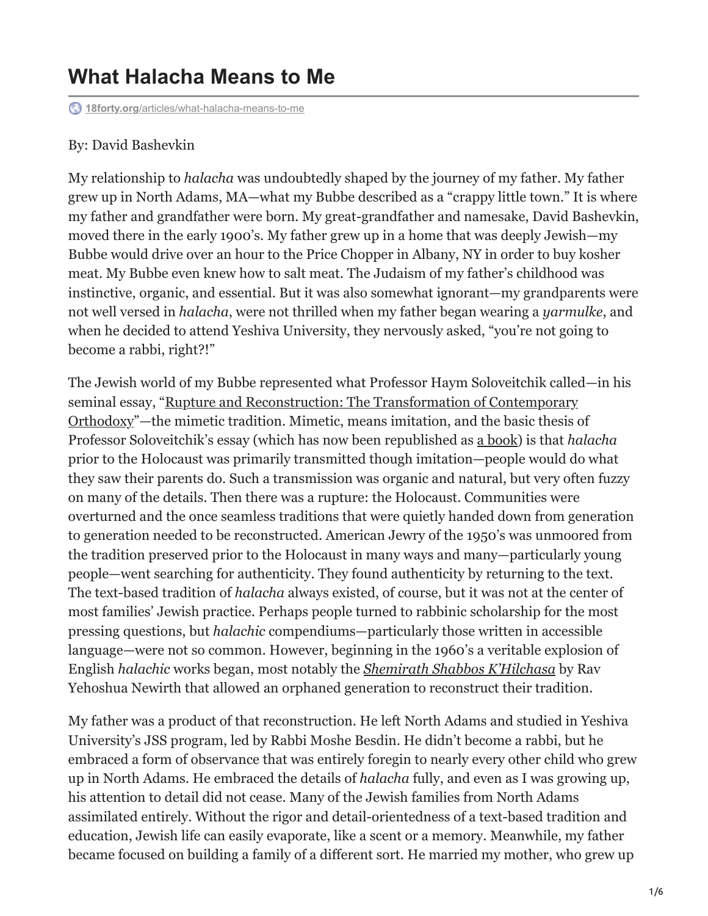# What Halacha Means to Me

18forty.org/articles/what-halacha-means-to-me

By: David Bashevkin

My relationship to *halacha* was undoubtedly shaped by the journey of my father. My father grew up in North Adams, MA—what my Bubbe described as a "crappy little town." It is where my father and grandfather were born. My great-grandfather and namesake, David Bashevkin, moved there in the early 1900's. My father grew up in a home that was deeply Jewish—my Bubbe would drive over an hour to the Price Chopper in Albany, NY in order to buy kosher meat. My Bubbe even knew how to salt meat. The Judaism of my father's childhood was instinctive, organic, and essential. But it was also somewhat ignorant—my grandparents were not well versed in *halacha*, were not thrilled when my father began wearing a *yarmulke*, and when he decided to attend Yeshiva University, they nervously asked, "you're not going to become a rabbi, right?!"

The Jewish world of my Bubbe represented what Professor Haym Soloveitchik called—in his seminal essay, "Rupture and Reconstruction: The Transformation of Contemporary Orthodoxy"—the mimetic tradition. Mimetic, means imitation, and the basic thesis of Professor Soloveitchik's essay (which has now been republished as a book) is that *halacha* prior to the Holocaust was primarily transmitted though imitation—people would do what they saw their parents do. Such a transmission was organic and natural, but very often fuzzy on many of the details. Then there was a rupture: the Holocaust. Communities were overturned and the once seamless traditions that were quietly handed down from generation to generation needed to be reconstructed. American Jewry of the 1950's was unmoored from the tradition preserved prior to the Holocaust in many ways and many—particularly young people—went searching for authenticity. They found authenticity by returning to the text. The text-based tradition of *halacha* always existed, of course, but it was not at the center of most families' Jewish practice. Perhaps people turned to rabbinic scholarship for the most pressing questions, but *halachic* compendiums—particularly those written in accessible language—were not so common. However, beginning in the 1960's a veritable explosion of English *halachic* works began, most notably the *Shemirath Shabbos K'Hilchasa* by Rav Yehoshua Newirth that allowed an orphaned generation to reconstruct their tradition.

My father was a product of that reconstruction. He left North Adams and studied in Yeshiva University's JSS program, led by Rabbi Moshe Besdin. He didn't become a rabbi, but he embraced a form of observance that was entirely foregin to nearly every other child who grew up in North Adams. He embraced the details of *halacha* fully, and even as I was growing up, his attention to detail did not cease. Many of the Jewish families from North Adams assimilated entirely. Without the rigor and detail-orientedness of a text-based tradition and education, Jewish life can easily evaporate, like a scent or a memory. Meanwhile, my father became focused on building a family of a different sort. He married my mother, who grew up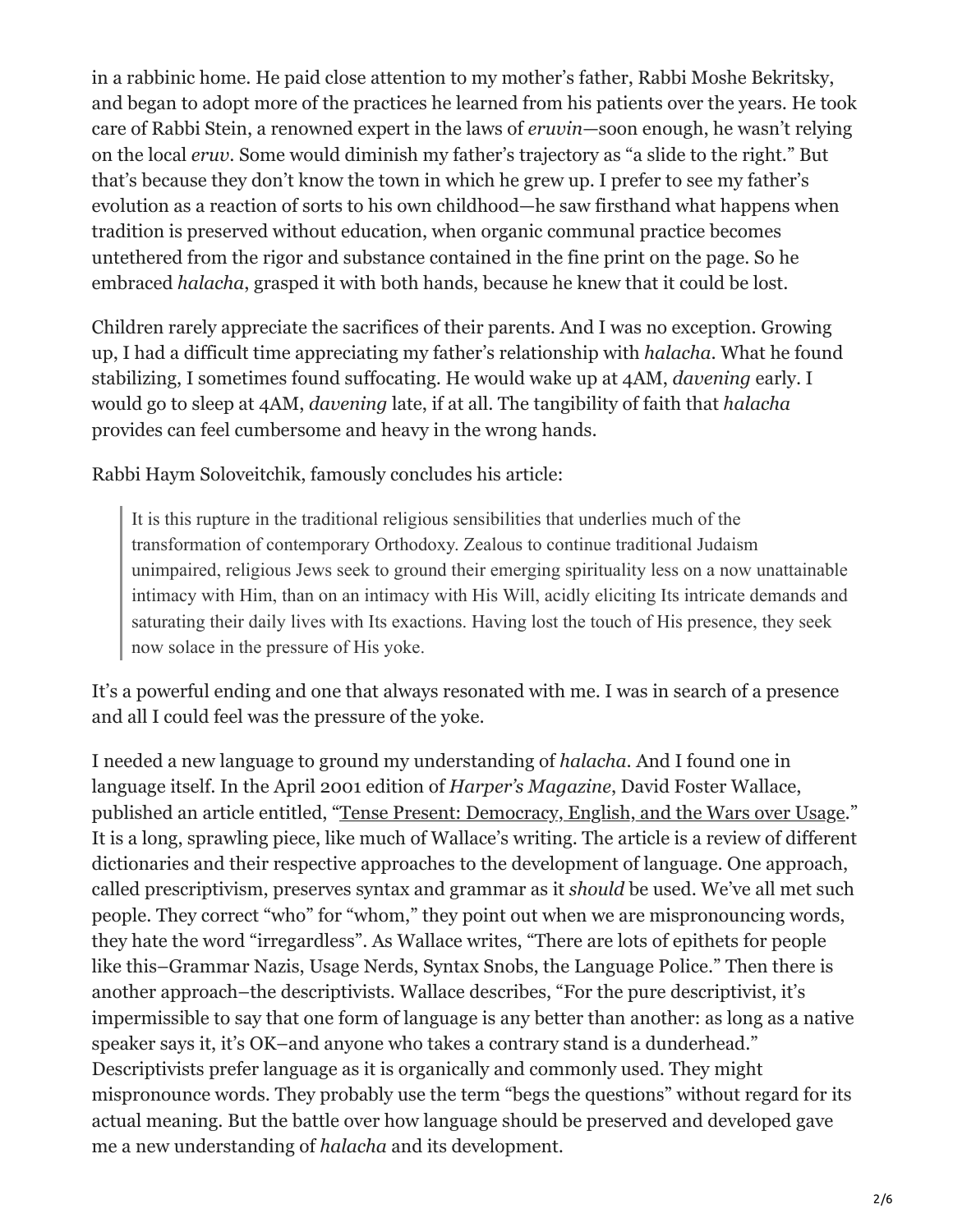in a rabbinic home. He paid close attention to my mother's father, Rabbi Moshe Bekritsky, and began to adopt more of the practices he learned from his patients over the years. He took care of Rabbi Stein, a renowned expert in the laws of *eruvin*—soon enough, he wasn't relying on the local *eruv*. Some would diminish my father's trajectory as "a slide to the right." But that's because they don't know the town in which he grew up. I prefer to see my father's evolution as a reaction of sorts to his own childhood—he saw firsthand what happens when tradition is preserved without education, when organic communal practice becomes untethered from the rigor and substance contained in the fine print on the page. So he embraced *halacha*, grasped it with both hands, because he knew that it could be lost.

Children rarely appreciate the sacrifices of their parents. And I was no exception. Growing up, I had a difficult time appreciating my father's relationship with *halacha*. What he found stabilizing, I sometimes found suffocating. He would wake up at 4AM, *davening* early. I would go to sleep at 4AM, *davening* late, if at all. The tangibility of faith that *halacha* provides can feel cumbersome and heavy in the wrong hands.

Rabbi Haym Soloveitchik, famously concludes his article:

> It is this rupture in the traditional religious sensibilities that underlies much of the transformation of contemporary Orthodoxy. Zealous to continue traditional Judaism unimpaired, religious Jews seek to ground their emerging spirituality less on a now unattainable intimacy with Him, than on an intimacy with His Will, acidly eliciting Its intricate demands and saturating their daily lives with Its exactions. Having lost the touch of His presence, they seek now solace in the pressure of His yoke.

It's a powerful ending and one that always resonated with me. I was in search of a presence and all I could feel was the pressure of the yoke.

I needed a new language to ground my understanding of *halacha*. And I found one in language itself. In the April 2001 edition of *Harper's Magazine*, David Foster Wallace, published an article entitled, "Tense Present: Democracy, English, and the Wars over Usage." It is a long, sprawling piece, like much of Wallace's writing. The article is a review of different dictionaries and their respective approaches to the development of language. One approach, called prescriptivism, preserves syntax and grammar as it *should* be used. We've all met such people. They correct "who" for "whom," they point out when we are mispronouncing words, they hate the word "irregardless". As Wallace writes, "There are lots of epithets for people like this–Grammar Nazis, Usage Nerds, Syntax Snobs, the Language Police." Then there is another approach–the descriptivists. Wallace describes, "For the pure descriptivist, it's impermissible to say that one form of language is any better than another: as long as a native speaker says it, it's OK–and anyone who takes a contrary stand is a dunderhead." Descriptivists prefer language as it is organically and commonly used. They might mispronounce words. They probably use the term "begs the questions" without regard for its actual meaning. But the battle over how language should be preserved and developed gave me a new understanding of *halacha* and its development.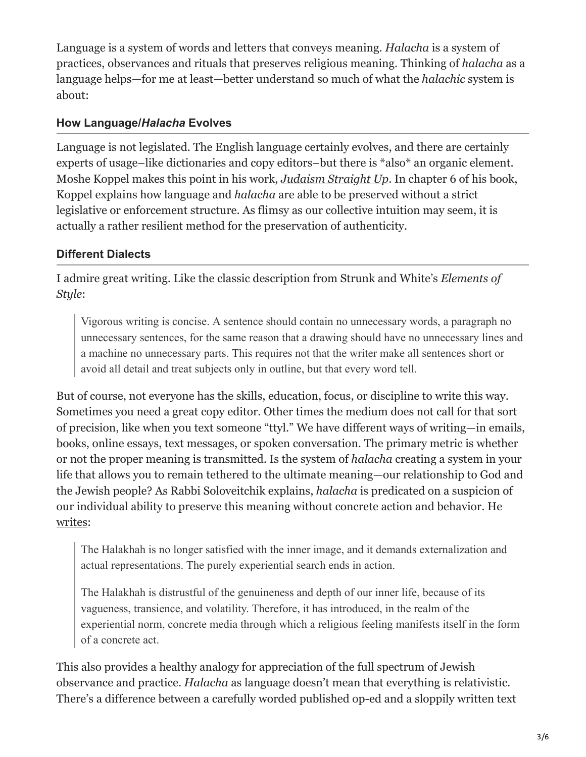Language is a system of words and letters that conveys meaning. *Halacha* is a system of practices, observances and rituals that preserves religious meaning. Thinking of *halacha* as a language helps—for me at least—better understand so much of what the *halachic* system is about:

### How Language/*Halacha* Evolves

Language is not legislated. The English language certainly evolves, and there are certainly experts of usage–like dictionaries and copy editors–but there is *also* an organic element. Moshe Koppel makes this point in his work, *Judaism Straight Up*. In chapter 6 of his book, Koppel explains how language and *halacha* are able to be preserved without a strict legislative or enforcement structure. As flimsy as our collective intuition may seem, it is actually a rather resilient method for the preservation of authenticity.

### Different Dialects

I admire great writing. Like the classic description from Strunk and White's *Elements of Style*:

> Vigorous writing is concise. A sentence should contain no unnecessary words, a paragraph no unnecessary sentences, for the same reason that a drawing should have no unnecessary lines and a machine no unnecessary parts. This requires not that the writer make all sentences short or avoid all detail and treat subjects only in outline, but that every word tell.

But of course, not everyone has the skills, education, focus, or discipline to write this way. Sometimes you need a great copy editor. Other times the medium does not call for that sort of precision, like when you text someone "ttyl." We have different ways of writing—in emails, books, online essays, text messages, or spoken conversation. The primary metric is whether or not the proper meaning is transmitted. Is the system of *halacha* creating a system in your life that allows you to remain tethered to the ultimate meaning—our relationship to God and the Jewish people? As Rabbi Soloveitchik explains, *halacha* is predicated on a suspicion of our individual ability to preserve this meaning without concrete action and behavior. He writes:

> The Halakhah is no longer satisfied with the inner image, and it demands externalization and actual representations. The purely experiential search ends in action.
>
> The Halakhah is distrustful of the genuineness and depth of our inner life, because of its vagueness, transience, and volatility. Therefore, it has introduced, in the realm of the experiential norm, concrete media through which a religious feeling manifests itself in the form of a concrete act.

This also provides a healthy analogy for appreciation of the full spectrum of Jewish observance and practice. *Halacha* as language doesn't mean that everything is relativistic. There's a difference between a carefully worded published op-ed and a sloppily written text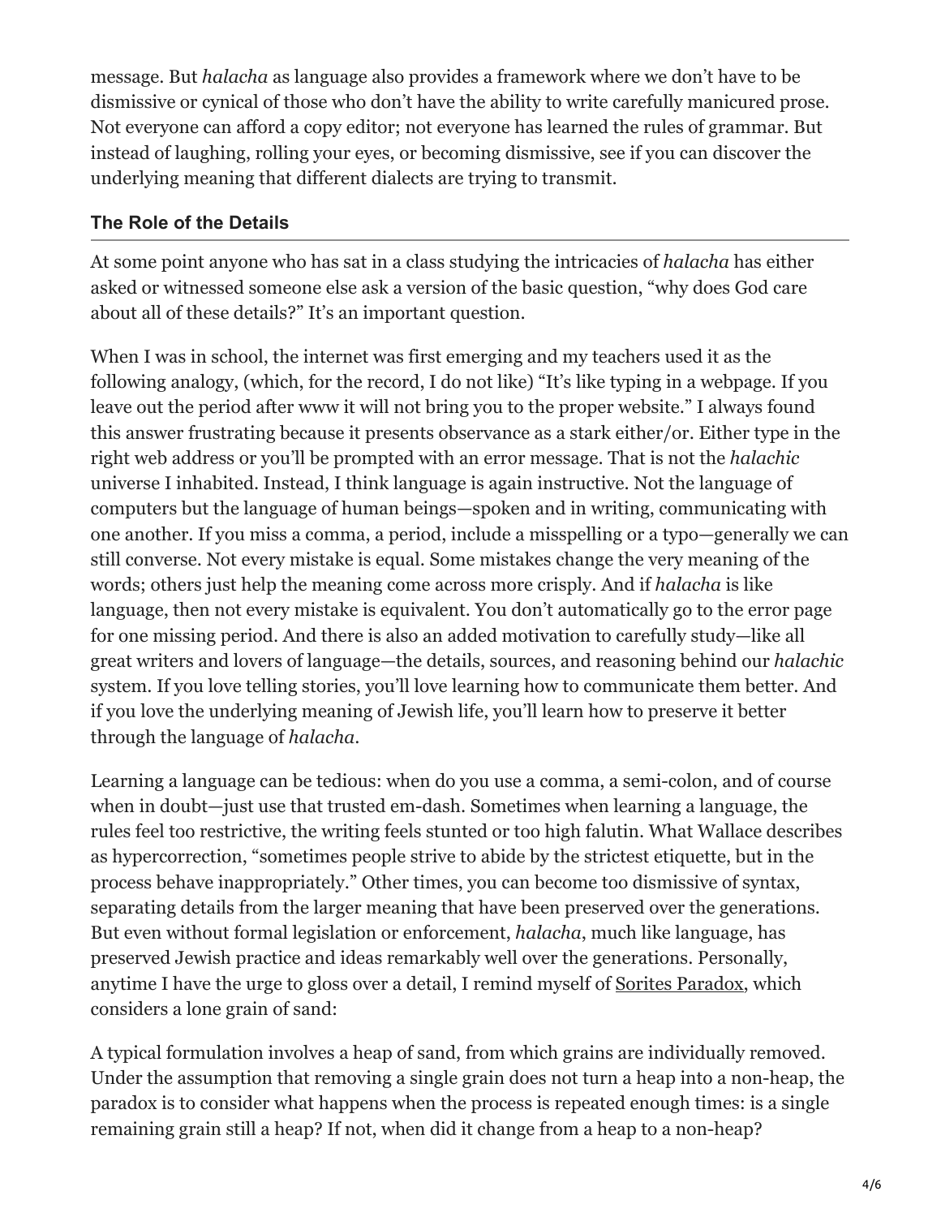message. But *halacha* as language also provides a framework where we don't have to be dismissive or cynical of those who don't have the ability to write carefully manicured prose. Not everyone can afford a copy editor; not everyone has learned the rules of grammar. But instead of laughing, rolling your eyes, or becoming dismissive, see if you can discover the underlying meaning that different dialects are trying to transmit.

### The Role of the Details

At some point anyone who has sat in a class studying the intricacies of *halacha* has either asked or witnessed someone else ask a version of the basic question, "why does God care about all of these details?" It's an important question.

When I was in school, the internet was first emerging and my teachers used it as the following analogy, (which, for the record, I do not like) "It's like typing in a webpage. If you leave out the period after www it will not bring you to the proper website." I always found this answer frustrating because it presents observance as a stark either/or. Either type in the right web address or you'll be prompted with an error message. That is not the *halachic* universe I inhabited. Instead, I think language is again instructive. Not the language of computers but the language of human beings—spoken and in writing, communicating with one another. If you miss a comma, a period, include a misspelling or a typo—generally we can still converse. Not every mistake is equal. Some mistakes change the very meaning of the words; others just help the meaning come across more crisply. And if *halacha* is like language, then not every mistake is equivalent. You don't automatically go to the error page for one missing period. And there is also an added motivation to carefully study—like all great writers and lovers of language—the details, sources, and reasoning behind our *halachic* system. If you love telling stories, you'll love learning how to communicate them better. And if you love the underlying meaning of Jewish life, you'll learn how to preserve it better through the language of *halacha*.

Learning a language can be tedious: when do you use a comma, a semi-colon, and of course when in doubt—just use that trusted em-dash. Sometimes when learning a language, the rules feel too restrictive, the writing feels stunted or too high falutin. What Wallace describes as hypercorrection, "sometimes people strive to abide by the strictest etiquette, but in the process behave inappropriately." Other times, you can become too dismissive of syntax, separating details from the larger meaning that have been preserved over the generations. But even without formal legislation or enforcement, *halacha*, much like language, has preserved Jewish practice and ideas remarkably well over the generations. Personally, anytime I have the urge to gloss over a detail, I remind myself of Sorites Paradox, which considers a lone grain of sand:

A typical formulation involves a heap of sand, from which grains are individually removed. Under the assumption that removing a single grain does not turn a heap into a non-heap, the paradox is to consider what happens when the process is repeated enough times: is a single remaining grain still a heap? If not, when did it change from a heap to a non-heap?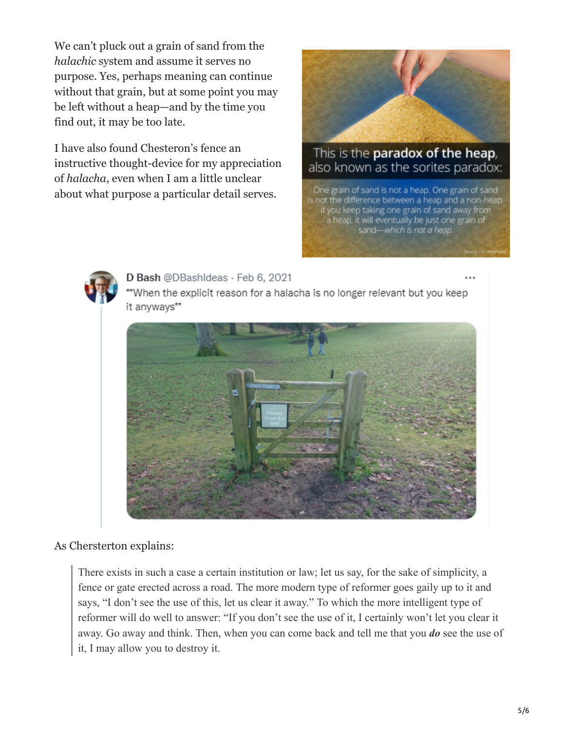We can't pluck out a grain of sand from the *halachic* system and assume it serves no purpose. Yes, perhaps meaning can continue without that grain, but at some point you may be left without a heap—and by the time you find out, it may be too late.

I have also found Chesteron's fence an instructive thought-device for my appreciation of *halacha*, even when I am a little unclear about what purpose a particular detail serves.

This is the **paradox of the heap**, also known as the sorites paradox:

One grain of sand is not a heap. One grain of sand is not the difference between a heap and a non-heap. If you keep taking one grain of sand away from a heap, it will eventually be just one grain of sand—*which is not a heap.*

D Bash @DBashIdeas · Feb 6, 2021
**When the explicit reason for a halacha is no longer relevant but you keep it anyways**

As Chersterton explains:

> There exists in such a case a certain institution or law; let us say, for the sake of simplicity, a fence or gate erected across a road. The more modern type of reformer goes gaily up to it and says, "I don't see the use of this, let us clear it away." To which the more intelligent type of reformer will do well to answer: "If you don't see the use of it, I certainly won't let you clear it away. Go away and think. Then, when you can come back and tell me that you ***do*** see the use of it, I may allow you to destroy it.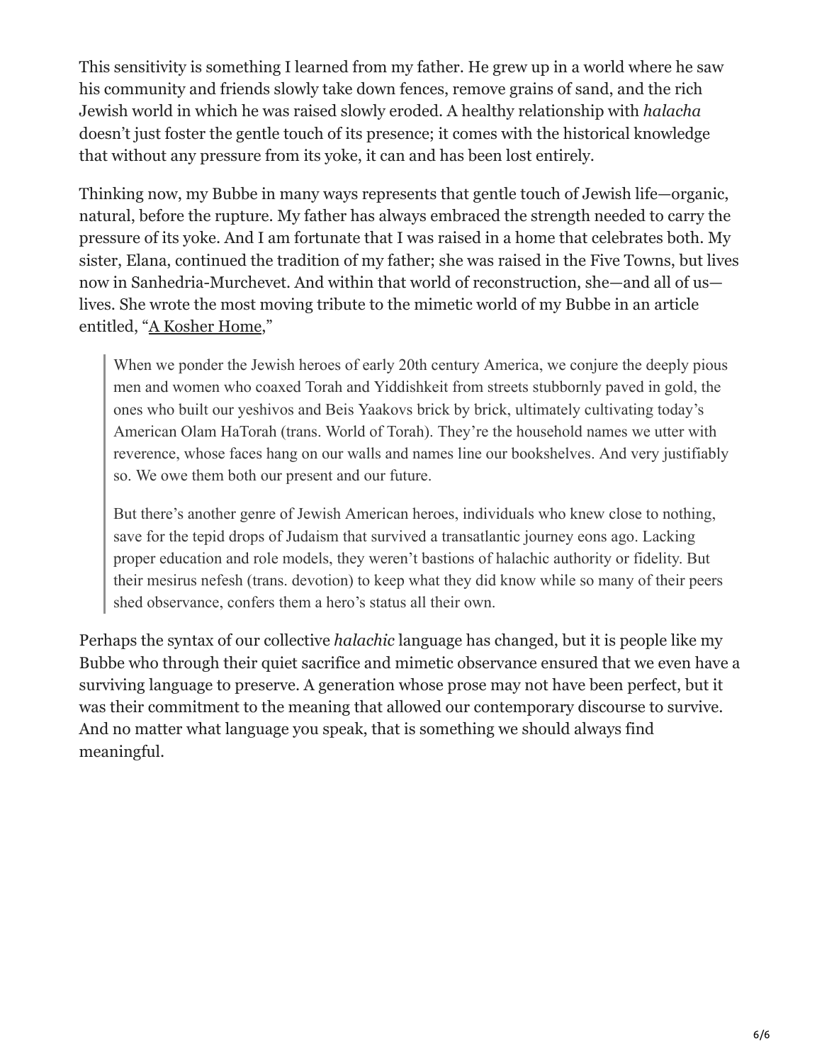This sensitivity is something I learned from my father. He grew up in a world where he saw his community and friends slowly take down fences, remove grains of sand, and the rich Jewish world in which he was raised slowly eroded. A healthy relationship with *halacha* doesn't just foster the gentle touch of its presence; it comes with the historical knowledge that without any pressure from its yoke, it can and has been lost entirely.

Thinking now, my Bubbe in many ways represents that gentle touch of Jewish life—organic, natural, before the rupture. My father has always embraced the strength needed to carry the pressure of its yoke. And I am fortunate that I was raised in a home that celebrates both. My sister, Elana, continued the tradition of my father; she was raised in the Five Towns, but lives now in Sanhedria-Murchevet. And within that world of reconstruction, she—and all of us—lives. She wrote the most moving tribute to the mimetic world of my Bubbe in an article entitled, "A Kosher Home,"

> When we ponder the Jewish heroes of early 20th century America, we conjure the deeply pious men and women who coaxed Torah and Yiddishkeit from streets stubbornly paved in gold, the ones who built our yeshivos and Beis Yaakovs brick by brick, ultimately cultivating today's American Olam HaTorah (trans. World of Torah). They're the household names we utter with reverence, whose faces hang on our walls and names line our bookshelves. And very justifiably so. We owe them both our present and our future.
>
> But there's another genre of Jewish American heroes, individuals who knew close to nothing, save for the tepid drops of Judaism that survived a transatlantic journey eons ago. Lacking proper education and role models, they weren't bastions of halachic authority or fidelity. But their mesirus nefesh (trans. devotion) to keep what they did know while so many of their peers shed observance, confers them a hero's status all their own.

Perhaps the syntax of our collective *halachic* language has changed, but it is people like my Bubbe who through their quiet sacrifice and mimetic observance ensured that we even have a surviving language to preserve. A generation whose prose may not have been perfect, but it was their commitment to the meaning that allowed our contemporary discourse to survive. And no matter what language you speak, that is something we should always find meaningful.